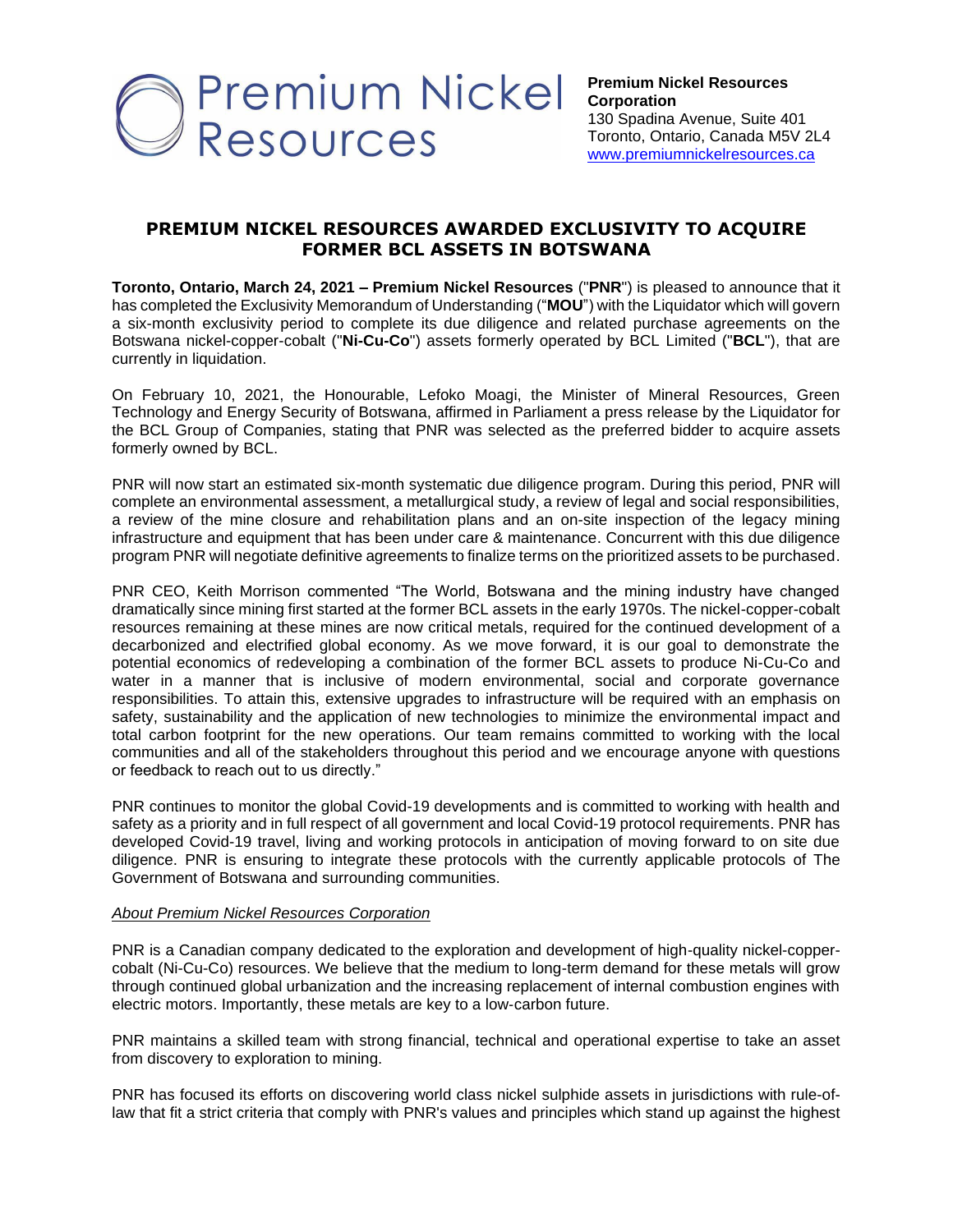Premium Nickel Resources

**Premium Nickel Resources Corporation**
130 Spadina Avenue, Suite 401
Toronto, Ontario, Canada M5V 2L4
www.premiumnickelresources.ca

# PREMIUM NICKEL RESOURCES AWARDED EXCLUSIVITY TO ACQUIRE FORMER BCL ASSETS IN BOTSWANA

**Toronto, Ontario, March 24, 2021 – Premium Nickel Resources** ("**PNR**") is pleased to announce that it has completed the Exclusivity Memorandum of Understanding ("**MOU**") with the Liquidator which will govern a six-month exclusivity period to complete its due diligence and related purchase agreements on the Botswana nickel-copper-cobalt ("**Ni-Cu-Co**") assets formerly operated by BCL Limited ("**BCL**"), that are currently in liquidation.

On February 10, 2021, the Honourable, Lefoko Moagi, the Minister of Mineral Resources, Green Technology and Energy Security of Botswana, affirmed in Parliament a press release by the Liquidator for the BCL Group of Companies, stating that PNR was selected as the preferred bidder to acquire assets formerly owned by BCL.

PNR will now start an estimated six-month systematic due diligence program. During this period, PNR will complete an environmental assessment, a metallurgical study, a review of legal and social responsibilities, a review of the mine closure and rehabilitation plans and an on-site inspection of the legacy mining infrastructure and equipment that has been under care & maintenance. Concurrent with this due diligence program PNR will negotiate definitive agreements to finalize terms on the prioritized assets to be purchased.

PNR CEO, Keith Morrison commented "The World, Botswana and the mining industry have changed dramatically since mining first started at the former BCL assets in the early 1970s. The nickel-copper-cobalt resources remaining at these mines are now critical metals, required for the continued development of a decarbonized and electrified global economy. As we move forward, it is our goal to demonstrate the potential economics of redeveloping a combination of the former BCL assets to produce Ni-Cu-Co and water in a manner that is inclusive of modern environmental, social and corporate governance responsibilities. To attain this, extensive upgrades to infrastructure will be required with an emphasis on safety, sustainability and the application of new technologies to minimize the environmental impact and total carbon footprint for the new operations. Our team remains committed to working with the local communities and all of the stakeholders throughout this period and we encourage anyone with questions or feedback to reach out to us directly."

PNR continues to monitor the global Covid-19 developments and is committed to working with health and safety as a priority and in full respect of all government and local Covid-19 protocol requirements. PNR has developed Covid-19 travel, living and working protocols in anticipation of moving forward to on site due diligence. PNR is ensuring to integrate these protocols with the currently applicable protocols of The Government of Botswana and surrounding communities.

## *About Premium Nickel Resources Corporation*

PNR is a Canadian company dedicated to the exploration and development of high-quality nickel-copper-cobalt (Ni-Cu-Co) resources. We believe that the medium to long-term demand for these metals will grow through continued global urbanization and the increasing replacement of internal combustion engines with electric motors. Importantly, these metals are key to a low-carbon future.

PNR maintains a skilled team with strong financial, technical and operational expertise to take an asset from discovery to exploration to mining.

PNR has focused its efforts on discovering world class nickel sulphide assets in jurisdictions with rule-of-law that fit a strict criteria that comply with PNR's values and principles which stand up against the highest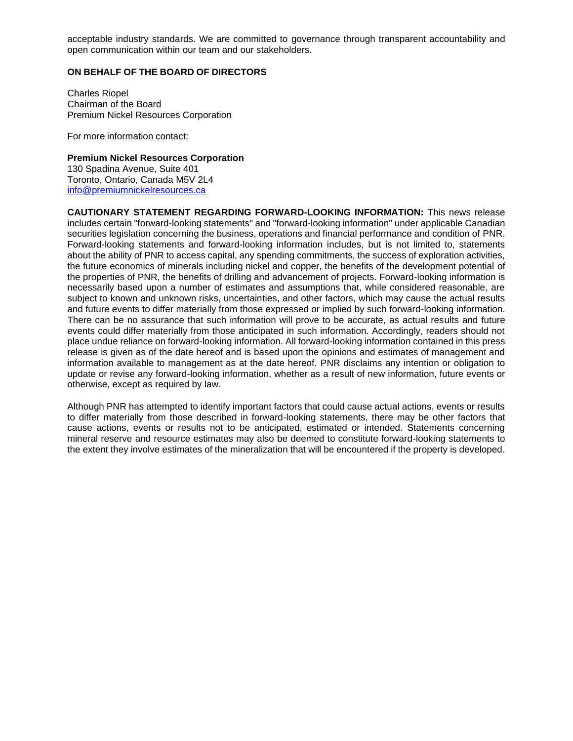acceptable industry standards. We are committed to governance through transparent accountability and open communication within our team and our stakeholders.

**ON BEHALF OF THE BOARD OF DIRECTORS**

Charles Riopel
Chairman of the Board
Premium Nickel Resources Corporation

For more information contact:

**Premium Nickel Resources Corporation**
130 Spadina Avenue, Suite 401
Toronto, Ontario, Canada M5V 2L4
info@premiumnickelresources.ca

**CAUTIONARY STATEMENT REGARDING FORWARD-LOOKING INFORMATION:** This news release includes certain "forward-looking statements" and "forward-looking information" under applicable Canadian securities legislation concerning the business, operations and financial performance and condition of PNR. Forward-looking statements and forward-looking information includes, but is not limited to, statements about the ability of PNR to access capital, any spending commitments, the success of exploration activities, the future economics of minerals including nickel and copper, the benefits of the development potential of the properties of PNR, the benefits of drilling and advancement of projects. Forward-looking information is necessarily based upon a number of estimates and assumptions that, while considered reasonable, are subject to known and unknown risks, uncertainties, and other factors, which may cause the actual results and future events to differ materially from those expressed or implied by such forward-looking information. There can be no assurance that such information will prove to be accurate, as actual results and future events could differ materially from those anticipated in such information. Accordingly, readers should not place undue reliance on forward-looking information. All forward-looking information contained in this press release is given as of the date hereof and is based upon the opinions and estimates of management and information available to management as at the date hereof. PNR disclaims any intention or obligation to update or revise any forward-looking information, whether as a result of new information, future events or otherwise, except as required by law.

Although PNR has attempted to identify important factors that could cause actual actions, events or results to differ materially from those described in forward-looking statements, there may be other factors that cause actions, events or results not to be anticipated, estimated or intended. Statements concerning mineral reserve and resource estimates may also be deemed to constitute forward-looking statements to the extent they involve estimates of the mineralization that will be encountered if the property is developed.